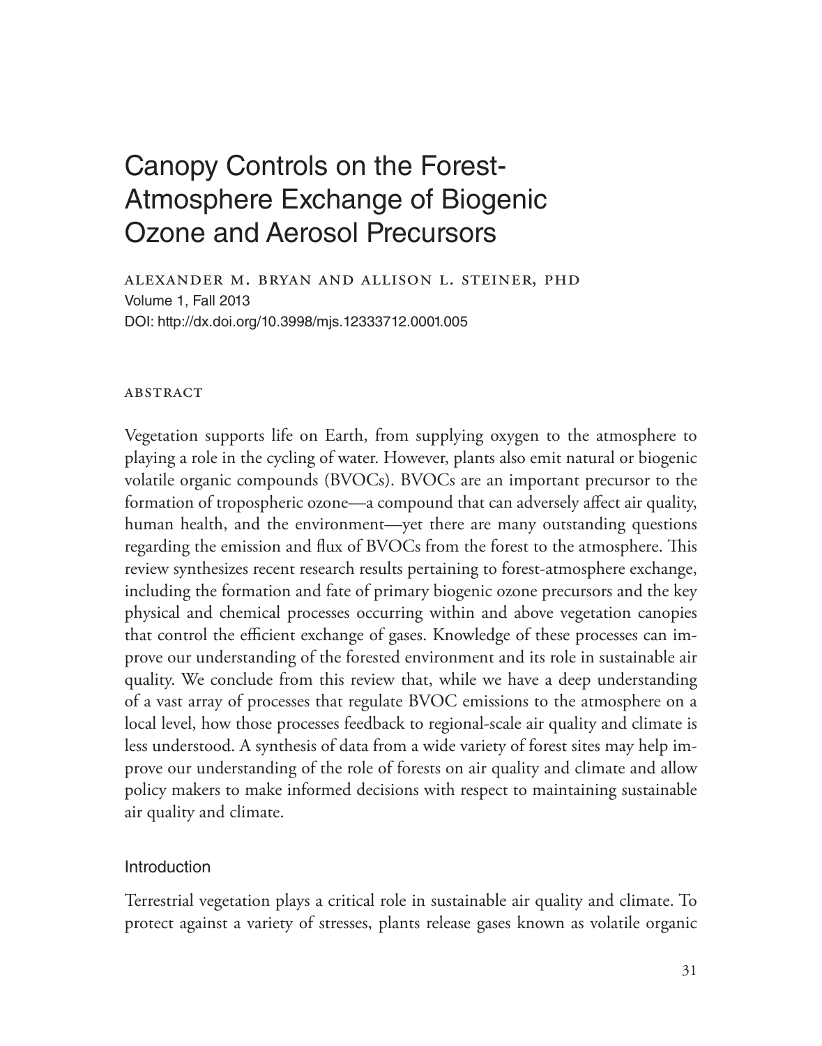# Canopy Controls on the Forest-Atmosphere Exchange of Biogenic Ozone and Aerosol Precursors

ALEXANDER M. BRYAN AND ALLISON L. STEINER, PHD

Volume 1, Fall 2013

DOI: http://dx.doi.org/10.3998/mjs.12333712.0001.005

## ABSTRACT

Vegetation supports life on Earth, from supplying oxygen to the atmosphere to playing a role in the cycling of water. However, plants also emit natural or biogenic volatile organic compounds (BVOCs). BVOCs are an important precursor to the formation of tropospheric ozone—a compound that can adversely affect air quality, human health, and the environment—yet there are many outstanding questions regarding the emission and flux of BVOCs from the forest to the atmosphere. This review synthesizes recent research results pertaining to forest-atmosphere exchange, including the formation and fate of primary biogenic ozone precursors and the key physical and chemical processes occurring within and above vegetation canopies that control the efficient exchange of gases. Knowledge of these processes can improve our understanding of the forested environment and its role in sustainable air quality. We conclude from this review that, while we have a deep understanding of a vast array of processes that regulate BVOC emissions to the atmosphere on a local level, how those processes feedback to regional-scale air quality and climate is less understood. A synthesis of data from a wide variety of forest sites may help improve our understanding of the role of forests on air quality and climate and allow policy makers to make informed decisions with respect to maintaining sustainable air quality and climate.

## Introduction

Terrestrial vegetation plays a critical role in sustainable air quality and climate. To protect against a variety of stresses, plants release gases known as volatile organic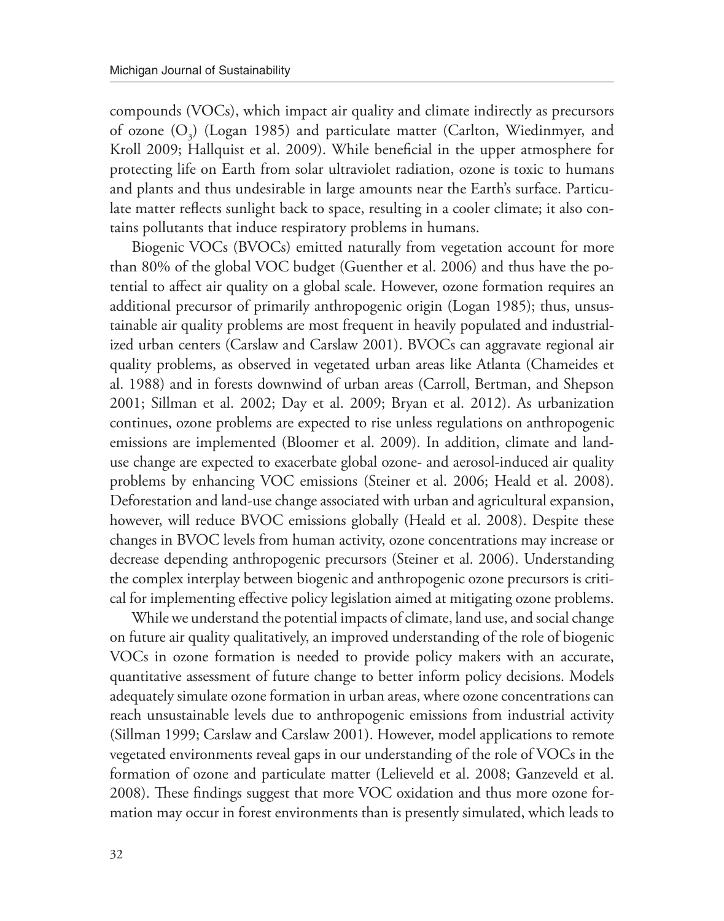compounds (VOCs), which impact air quality and climate indirectly as precursors of ozone ($O_3$) (Logan 1985) and particulate matter (Carlton, Wiedinmyer, and Kroll 2009; Hallquist et al. 2009). While beneficial in the upper atmosphere for protecting life on Earth from solar ultraviolet radiation, ozone is toxic to humans and plants and thus undesirable in large amounts near the Earth's surface. Particulate matter reflects sunlight back to space, resulting in a cooler climate; it also contains pollutants that induce respiratory problems in humans.

Biogenic VOCs (BVOCs) emitted naturally from vegetation account for more than 80% of the global VOC budget (Guenther et al. 2006) and thus have the potential to affect air quality on a global scale. However, ozone formation requires an additional precursor of primarily anthropogenic origin (Logan 1985); thus, unsustainable air quality problems are most frequent in heavily populated and industrialized urban centers (Carslaw and Carslaw 2001). BVOCs can aggravate regional air quality problems, as observed in vegetated urban areas like Atlanta (Chameides et al. 1988) and in forests downwind of urban areas (Carroll, Bertman, and Shepson 2001; Sillman et al. 2002; Day et al. 2009; Bryan et al. 2012). As urbanization continues, ozone problems are expected to rise unless regulations on anthropogenic emissions are implemented (Bloomer et al. 2009). In addition, climate and land-use change are expected to exacerbate global ozone- and aerosol-induced air quality problems by enhancing VOC emissions (Steiner et al. 2006; Heald et al. 2008). Deforestation and land-use change associated with urban and agricultural expansion, however, will reduce BVOC emissions globally (Heald et al. 2008). Despite these changes in BVOC levels from human activity, ozone concentrations may increase or decrease depending anthropogenic precursors (Steiner et al. 2006). Understanding the complex interplay between biogenic and anthropogenic ozone precursors is critical for implementing effective policy legislation aimed at mitigating ozone problems.

While we understand the potential impacts of climate, land use, and social change on future air quality qualitatively, an improved understanding of the role of biogenic VOCs in ozone formation is needed to provide policy makers with an accurate, quantitative assessment of future change to better inform policy decisions. Models adequately simulate ozone formation in urban areas, where ozone concentrations can reach unsustainable levels due to anthropogenic emissions from industrial activity (Sillman 1999; Carslaw and Carslaw 2001). However, model applications to remote vegetated environments reveal gaps in our understanding of the role of VOCs in the formation of ozone and particulate matter (Lelieveld et al. 2008; Ganzeveld et al. 2008). These findings suggest that more VOC oxidation and thus more ozone formation may occur in forest environments than is presently simulated, which leads to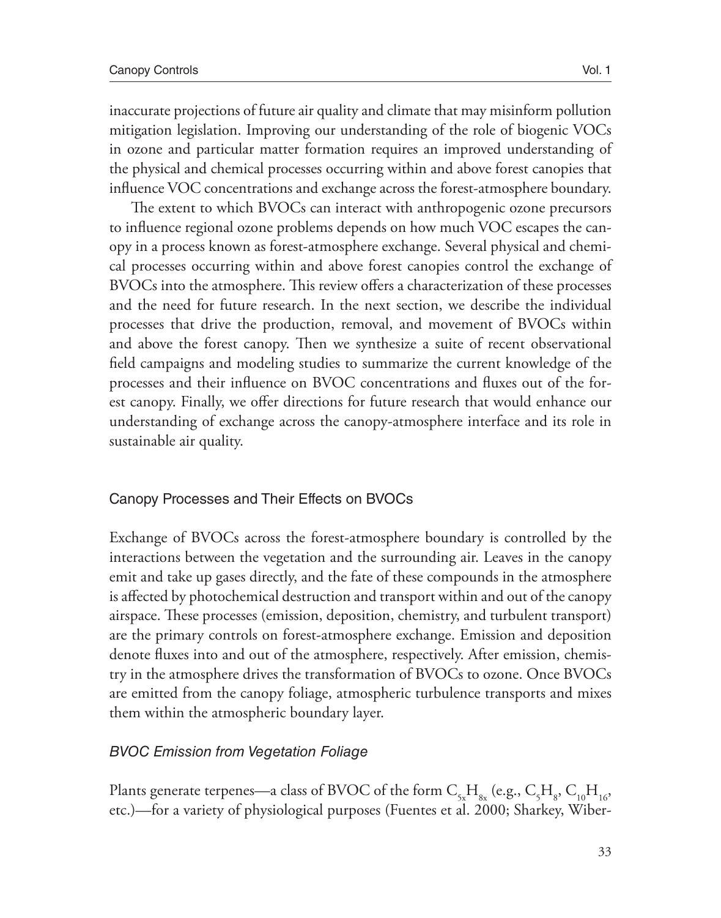inaccurate projections of future air quality and climate that may misinform pollution mitigation legislation. Improving our understanding of the role of biogenic VOCs in ozone and particular matter formation requires an improved understanding of the physical and chemical processes occurring within and above forest canopies that influence VOC concentrations and exchange across the forest-atmosphere boundary.

The extent to which BVOCs can interact with anthropogenic ozone precursors to influence regional ozone problems depends on how much VOC escapes the canopy in a process known as forest-atmosphere exchange. Several physical and chemical processes occurring within and above forest canopies control the exchange of BVOCs into the atmosphere. This review offers a characterization of these processes and the need for future research. In the next section, we describe the individual processes that drive the production, removal, and movement of BVOCs within and above the forest canopy. Then we synthesize a suite of recent observational field campaigns and modeling studies to summarize the current knowledge of the processes and their influence on BVOC concentrations and fluxes out of the forest canopy. Finally, we offer directions for future research that would enhance our understanding of exchange across the canopy-atmosphere interface and its role in sustainable air quality.

## Canopy Processes and Their Effects on BVOCs

Exchange of BVOCs across the forest-atmosphere boundary is controlled by the interactions between the vegetation and the surrounding air. Leaves in the canopy emit and take up gases directly, and the fate of these compounds in the atmosphere is affected by photochemical destruction and transport within and out of the canopy airspace. These processes (emission, deposition, chemistry, and turbulent transport) are the primary controls on forest-atmosphere exchange. Emission and deposition denote fluxes into and out of the atmosphere, respectively. After emission, chemistry in the atmosphere drives the transformation of BVOCs to ozone. Once BVOCs are emitted from the canopy foliage, atmospheric turbulence transports and mixes them within the atmospheric boundary layer.

### *BVOC Emission from Vegetation Foliage*

Plants generate terpenes—a class of BVOC of the form $C_{5x}H_{8x}$ (e.g., $C_5H_8$, $C_{10}H_{16}$, etc.)—for a variety of physiological purposes (Fuentes et al. 2000; Sharkey, Wiber-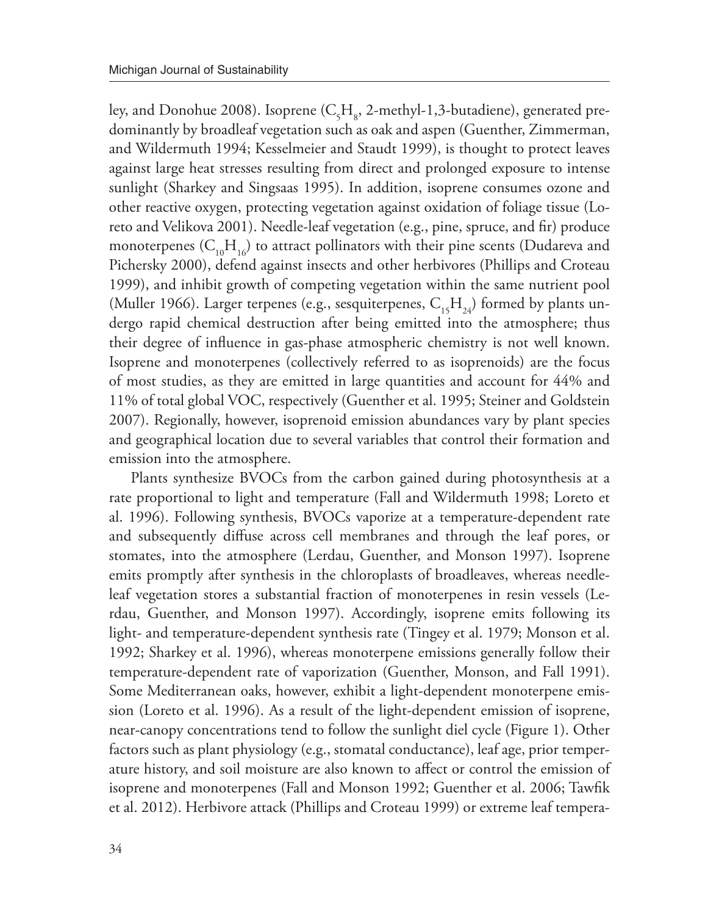ley, and Donohue 2008). Isoprene ($C_5H_8$, 2-methyl-1,3-butadiene), generated predominantly by broadleaf vegetation such as oak and aspen (Guenther, Zimmerman, and Wildermuth 1994; Kesselmeier and Staudt 1999), is thought to protect leaves against large heat stresses resulting from direct and prolonged exposure to intense sunlight (Sharkey and Singsaas 1995). In addition, isoprene consumes ozone and other reactive oxygen, protecting vegetation against oxidation of foliage tissue (Loreto and Velikova 2001). Needle-leaf vegetation (e.g., pine, spruce, and fir) produce monoterpenes ($C_{10}H_{16}$) to attract pollinators with their pine scents (Dudareva and Pichersky 2000), defend against insects and other herbivores (Phillips and Croteau 1999), and inhibit growth of competing vegetation within the same nutrient pool (Muller 1966). Larger terpenes (e.g., sesquiterpenes, $C_{15}H_{24}$) formed by plants undergo rapid chemical destruction after being emitted into the atmosphere; thus their degree of influence in gas-phase atmospheric chemistry is not well known. Isoprene and monoterpenes (collectively referred to as isoprenoids) are the focus of most studies, as they are emitted in large quantities and account for 44% and 11% of total global VOC, respectively (Guenther et al. 1995; Steiner and Goldstein 2007). Regionally, however, isoprenoid emission abundances vary by plant species and geographical location due to several variables that control their formation and emission into the atmosphere.

Plants synthesize BVOCs from the carbon gained during photosynthesis at a rate proportional to light and temperature (Fall and Wildermuth 1998; Loreto et al. 1996). Following synthesis, BVOCs vaporize at a temperature-dependent rate and subsequently diffuse across cell membranes and through the leaf pores, or stomates, into the atmosphere (Lerdau, Guenther, and Monson 1997). Isoprene emits promptly after synthesis in the chloroplasts of broadleaves, whereas needle-leaf vegetation stores a substantial fraction of monoterpenes in resin vessels (Lerdau, Guenther, and Monson 1997). Accordingly, isoprene emits following its light- and temperature-dependent synthesis rate (Tingey et al. 1979; Monson et al. 1992; Sharkey et al. 1996), whereas monoterpene emissions generally follow their temperature-dependent rate of vaporization (Guenther, Monson, and Fall 1991). Some Mediterranean oaks, however, exhibit a light-dependent monoterpene emission (Loreto et al. 1996). As a result of the light-dependent emission of isoprene, near-canopy concentrations tend to follow the sunlight diel cycle (Figure 1). Other factors such as plant physiology (e.g., stomatal conductance), leaf age, prior temperature history, and soil moisture are also known to affect or control the emission of isoprene and monoterpenes (Fall and Monson 1992; Guenther et al. 2006; Tawfik et al. 2012). Herbivore attack (Phillips and Croteau 1999) or extreme leaf tempera-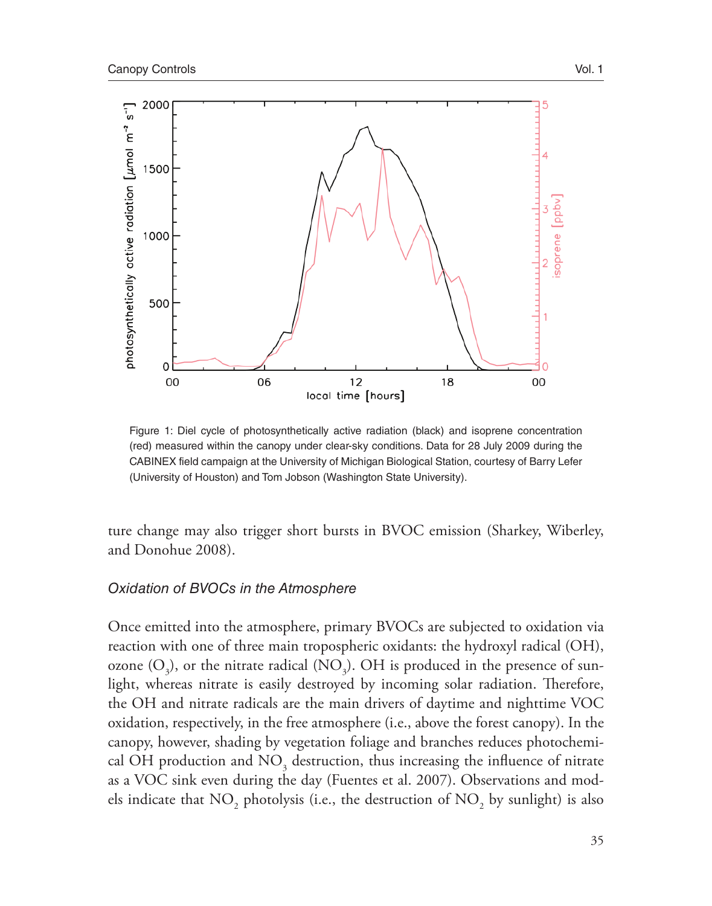Figure 1: Diel cycle of photosynthetically active radiation (black) and isoprene concentration (red) measured within the canopy under clear-sky conditions. Data for 28 July 2009 during the CABINEX field campaign at the University of Michigan Biological Station, courtesy of Barry Lefer (University of Houston) and Tom Jobson (Washington State University).

ture change may also trigger short bursts in BVOC emission (Sharkey, Wiberley, and Donohue 2008).

### *Oxidation of BVOCs in the Atmosphere*

Once emitted into the atmosphere, primary BVOCs are subjected to oxidation via reaction with one of three main tropospheric oxidants: the hydroxyl radical (OH), ozone ($O_3$), or the nitrate radical ($NO_3$). OH is produced in the presence of sunlight, whereas nitrate is easily destroyed by incoming solar radiation. Therefore, the OH and nitrate radicals are the main drivers of daytime and nighttime VOC oxidation, respectively, in the free atmosphere (i.e., above the forest canopy). In the canopy, however, shading by vegetation foliage and branches reduces photochemical OH production and $NO_3$ destruction, thus increasing the influence of nitrate as a VOC sink even during the day (Fuentes et al. 2007). Observations and models indicate that $NO_2$ photolysis (i.e., the destruction of $NO_2$ by sunlight) is also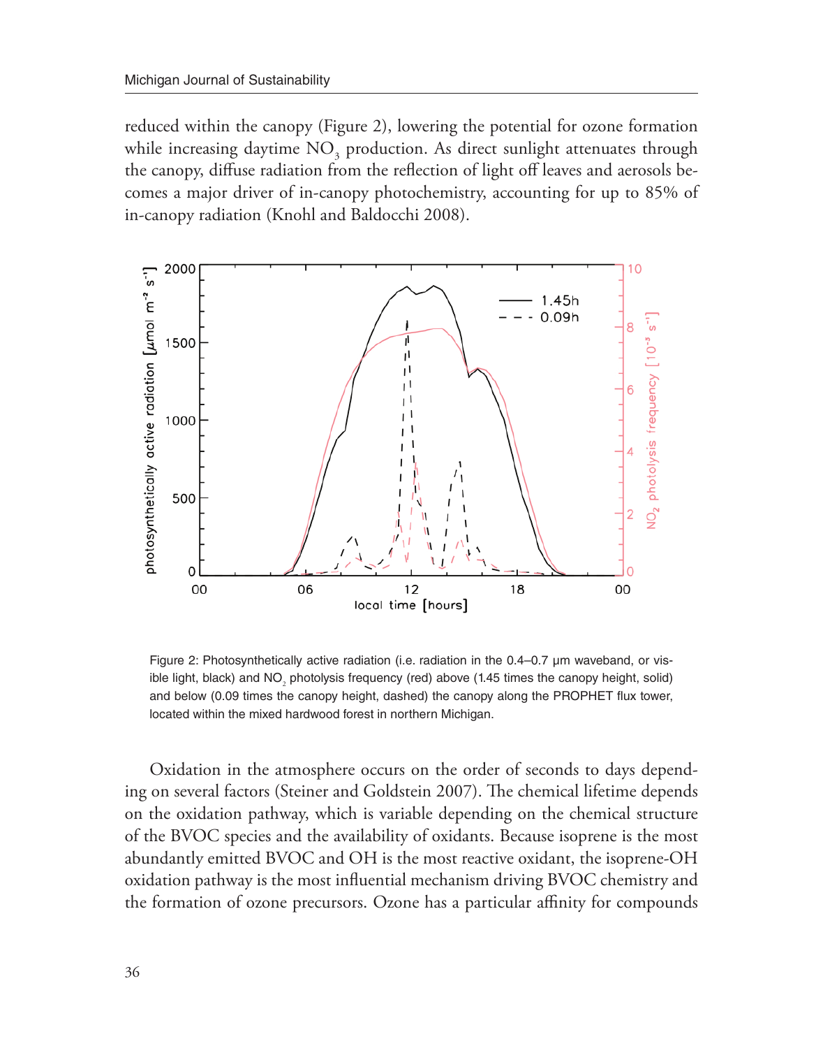reduced within the canopy (Figure 2), lowering the potential for ozone formation while increasing daytime $NO_3$ production. As direct sunlight attenuates through the canopy, diffuse radiation from the reflection of light off leaves and aerosols becomes a major driver of in-canopy photochemistry, accounting for up to 85% of in-canopy radiation (Knohl and Baldocchi 2008).

Figure 2: Photosynthetically active radiation (i.e. radiation in the 0.4–0.7 μm waveband, or visible light, black) and $NO_2$ photolysis frequency (red) above (1.45 times the canopy height, solid) and below (0.09 times the canopy height, dashed) the canopy along the PROPHET flux tower, located within the mixed hardwood forest in northern Michigan.

Oxidation in the atmosphere occurs on the order of seconds to days depending on several factors (Steiner and Goldstein 2007). The chemical lifetime depends on the oxidation pathway, which is variable depending on the chemical structure of the BVOC species and the availability of oxidants. Because isoprene is the most abundantly emitted BVOC and OH is the most reactive oxidant, the isoprene-OH oxidation pathway is the most influential mechanism driving BVOC chemistry and the formation of ozone precursors. Ozone has a particular affinity for compounds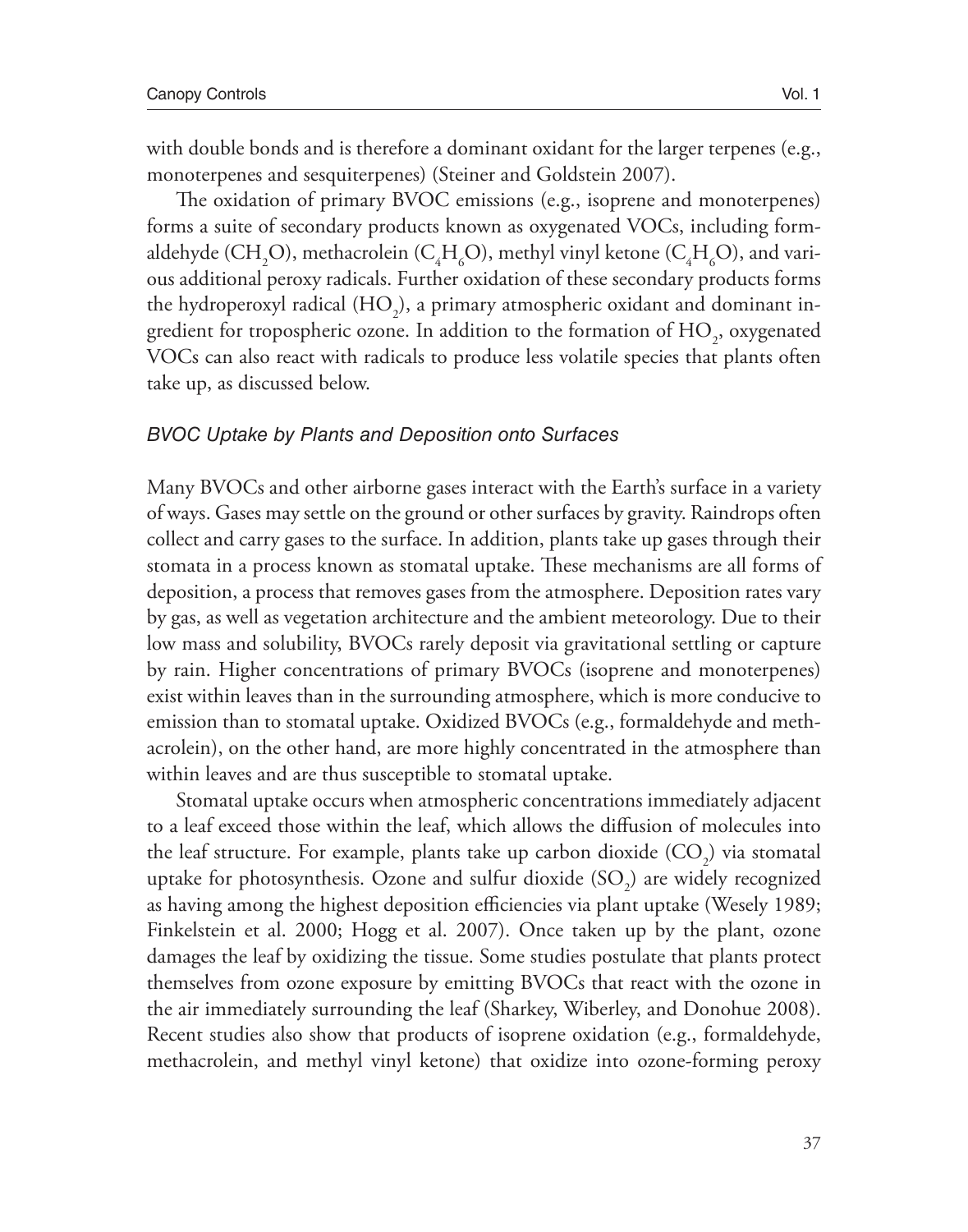with double bonds and is therefore a dominant oxidant for the larger terpenes (e.g., monoterpenes and sesquiterpenes) (Steiner and Goldstein 2007).

The oxidation of primary BVOC emissions (e.g., isoprene and monoterpenes) forms a suite of secondary products known as oxygenated VOCs, including formaldehyde ($CH_2O$), methacrolein ($C_4H_6O$), methyl vinyl ketone ($C_4H_6O$), and various additional peroxy radicals. Further oxidation of these secondary products forms the hydroperoxyl radical ($HO_2$), a primary atmospheric oxidant and dominant ingredient for tropospheric ozone. In addition to the formation of $HO_2$, oxygenated VOCs can also react with radicals to produce less volatile species that plants often take up, as discussed below.

### *BVOC Uptake by Plants and Deposition onto Surfaces*

Many BVOCs and other airborne gases interact with the Earth's surface in a variety of ways. Gases may settle on the ground or other surfaces by gravity. Raindrops often collect and carry gases to the surface. In addition, plants take up gases through their stomata in a process known as stomatal uptake. These mechanisms are all forms of deposition, a process that removes gases from the atmosphere. Deposition rates vary by gas, as well as vegetation architecture and the ambient meteorology. Due to their low mass and solubility, BVOCs rarely deposit via gravitational settling or capture by rain. Higher concentrations of primary BVOCs (isoprene and monoterpenes) exist within leaves than in the surrounding atmosphere, which is more conducive to emission than to stomatal uptake. Oxidized BVOCs (e.g., formaldehyde and methacrolein), on the other hand, are more highly concentrated in the atmosphere than within leaves and are thus susceptible to stomatal uptake.

Stomatal uptake occurs when atmospheric concentrations immediately adjacent to a leaf exceed those within the leaf, which allows the diffusion of molecules into the leaf structure. For example, plants take up carbon dioxide ($CO_2$) via stomatal uptake for photosynthesis. Ozone and sulfur dioxide ($SO_2$) are widely recognized as having among the highest deposition efficiencies via plant uptake (Wesely 1989; Finkelstein et al. 2000; Hogg et al. 2007). Once taken up by the plant, ozone damages the leaf by oxidizing the tissue. Some studies postulate that plants protect themselves from ozone exposure by emitting BVOCs that react with the ozone in the air immediately surrounding the leaf (Sharkey, Wiberley, and Donohue 2008). Recent studies also show that products of isoprene oxidation (e.g., formaldehyde, methacrolein, and methyl vinyl ketone) that oxidize into ozone-forming peroxy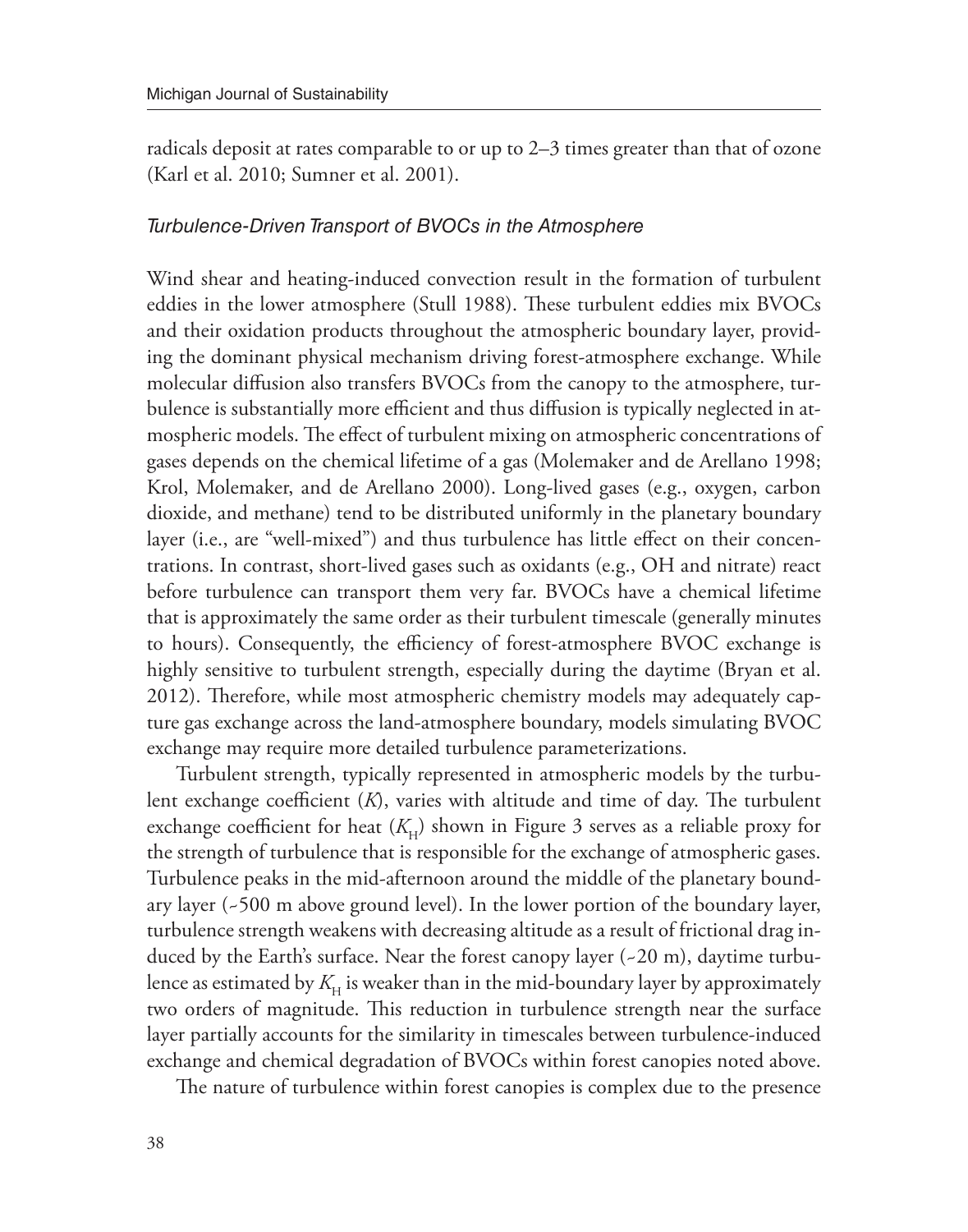radicals deposit at rates comparable to or up to 2–3 times greater than that of ozone (Karl et al. 2010; Sumner et al. 2001).

### *Turbulence-Driven Transport of BVOCs in the Atmosphere*

Wind shear and heating-induced convection result in the formation of turbulent eddies in the lower atmosphere (Stull 1988). These turbulent eddies mix BVOCs and their oxidation products throughout the atmospheric boundary layer, providing the dominant physical mechanism driving forest-atmosphere exchange. While molecular diffusion also transfers BVOCs from the canopy to the atmosphere, turbulence is substantially more efficient and thus diffusion is typically neglected in atmospheric models. The effect of turbulent mixing on atmospheric concentrations of gases depends on the chemical lifetime of a gas (Molemaker and de Arellano 1998; Krol, Molemaker, and de Arellano 2000). Long-lived gases (e.g., oxygen, carbon dioxide, and methane) tend to be distributed uniformly in the planetary boundary layer (i.e., are "well-mixed") and thus turbulence has little effect on their concentrations. In contrast, short-lived gases such as oxidants (e.g., OH and nitrate) react before turbulence can transport them very far. BVOCs have a chemical lifetime that is approximately the same order as their turbulent timescale (generally minutes to hours). Consequently, the efficiency of forest-atmosphere BVOC exchange is highly sensitive to turbulent strength, especially during the daytime (Bryan et al. 2012). Therefore, while most atmospheric chemistry models may adequately capture gas exchange across the land-atmosphere boundary, models simulating BVOC exchange may require more detailed turbulence parameterizations.

Turbulent strength, typically represented in atmospheric models by the turbulent exchange coefficient ($K$), varies with altitude and time of day. The turbulent exchange coefficient for heat ($K_H$) shown in Figure 3 serves as a reliable proxy for the strength of turbulence that is responsible for the exchange of atmospheric gases. Turbulence peaks in the mid-afternoon around the middle of the planetary boundary layer (~500 m above ground level). In the lower portion of the boundary layer, turbulence strength weakens with decreasing altitude as a result of frictional drag induced by the Earth's surface. Near the forest canopy layer (~20 m), daytime turbulence as estimated by $K_H$ is weaker than in the mid-boundary layer by approximately two orders of magnitude. This reduction in turbulence strength near the surface layer partially accounts for the similarity in timescales between turbulence-induced exchange and chemical degradation of BVOCs within forest canopies noted above.

The nature of turbulence within forest canopies is complex due to the presence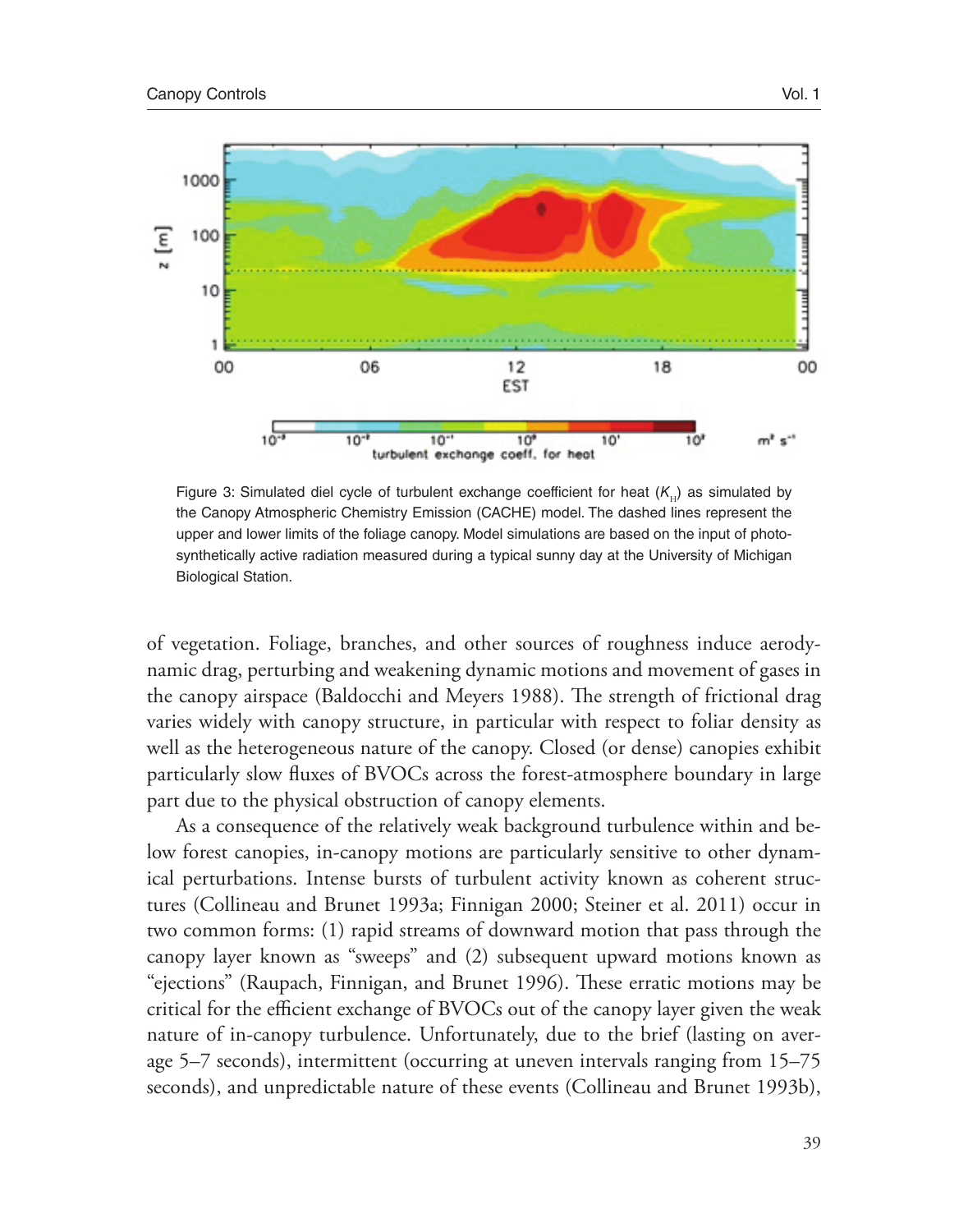Figure 3: Simulated diel cycle of turbulent exchange coefficient for heat ($K_H$) as simulated by the Canopy Atmospheric Chemistry Emission (CACHE) model. The dashed lines represent the upper and lower limits of the foliage canopy. Model simulations are based on the input of photosynthetically active radiation measured during a typical sunny day at the University of Michigan Biological Station.

of vegetation. Foliage, branches, and other sources of roughness induce aerodynamic drag, perturbing and weakening dynamic motions and movement of gases in the canopy airspace (Baldocchi and Meyers 1988). The strength of frictional drag varies widely with canopy structure, in particular with respect to foliar density as well as the heterogeneous nature of the canopy. Closed (or dense) canopies exhibit particularly slow fluxes of BVOCs across the forest-atmosphere boundary in large part due to the physical obstruction of canopy elements.

As a consequence of the relatively weak background turbulence within and below forest canopies, in-canopy motions are particularly sensitive to other dynamical perturbations. Intense bursts of turbulent activity known as coherent structures (Collineau and Brunet 1993a; Finnigan 2000; Steiner et al. 2011) occur in two common forms: (1) rapid streams of downward motion that pass through the canopy layer known as "sweeps" and (2) subsequent upward motions known as "ejections" (Raupach, Finnigan, and Brunet 1996). These erratic motions may be critical for the efficient exchange of BVOCs out of the canopy layer given the weak nature of in-canopy turbulence. Unfortunately, due to the brief (lasting on average 5–7 seconds), intermittent (occurring at uneven intervals ranging from 15–75 seconds), and unpredictable nature of these events (Collineau and Brunet 1993b),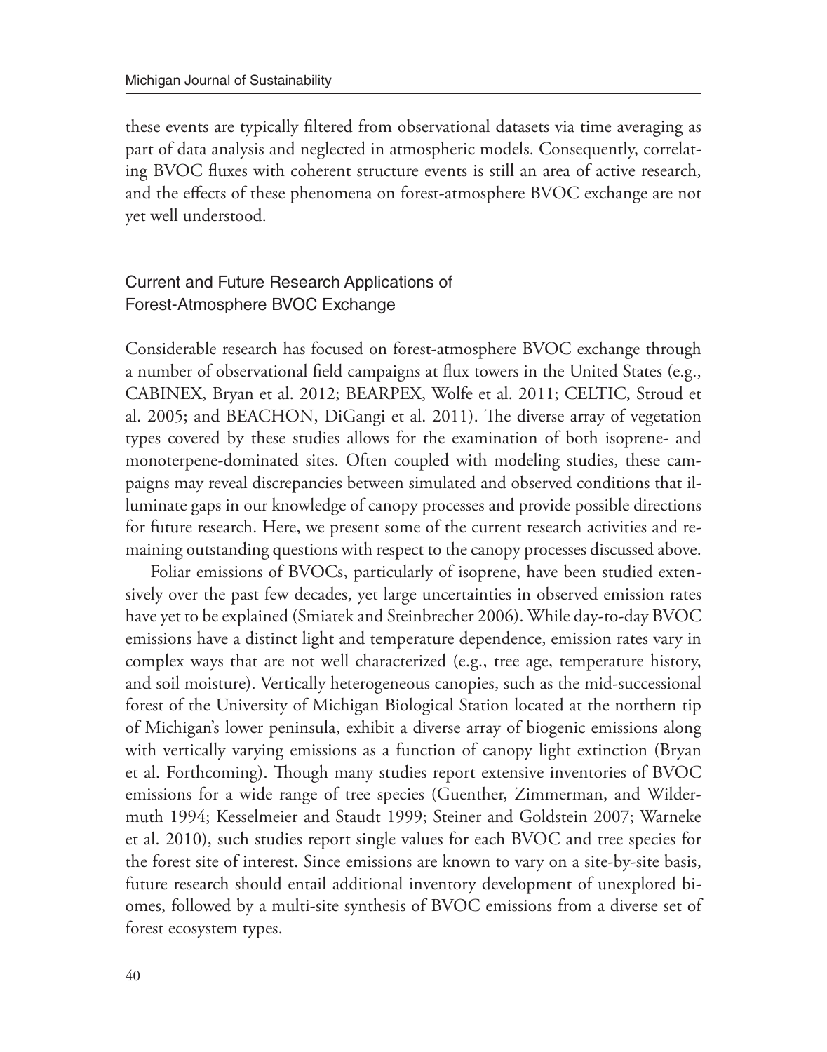these events are typically filtered from observational datasets via time averaging as part of data analysis and neglected in atmospheric models. Consequently, correlating BVOC fluxes with coherent structure events is still an area of active research, and the effects of these phenomena on forest-atmosphere BVOC exchange are not yet well understood.

## Current and Future Research Applications of Forest-Atmosphere BVOC Exchange

Considerable research has focused on forest-atmosphere BVOC exchange through a number of observational field campaigns at flux towers in the United States (e.g., CABINEX, Bryan et al. 2012; BEARPEX, Wolfe et al. 2011; CELTIC, Stroud et al. 2005; and BEACHON, DiGangi et al. 2011). The diverse array of vegetation types covered by these studies allows for the examination of both isoprene- and monoterpene-dominated sites. Often coupled with modeling studies, these campaigns may reveal discrepancies between simulated and observed conditions that illuminate gaps in our knowledge of canopy processes and provide possible directions for future research. Here, we present some of the current research activities and remaining outstanding questions with respect to the canopy processes discussed above.

Foliar emissions of BVOCs, particularly of isoprene, have been studied extensively over the past few decades, yet large uncertainties in observed emission rates have yet to be explained (Smiatek and Steinbrecher 2006). While day-to-day BVOC emissions have a distinct light and temperature dependence, emission rates vary in complex ways that are not well characterized (e.g., tree age, temperature history, and soil moisture). Vertically heterogeneous canopies, such as the mid-successional forest of the University of Michigan Biological Station located at the northern tip of Michigan's lower peninsula, exhibit a diverse array of biogenic emissions along with vertically varying emissions as a function of canopy light extinction (Bryan et al. Forthcoming). Though many studies report extensive inventories of BVOC emissions for a wide range of tree species (Guenther, Zimmerman, and Wildermuth 1994; Kesselmeier and Staudt 1999; Steiner and Goldstein 2007; Warneke et al. 2010), such studies report single values for each BVOC and tree species for the forest site of interest. Since emissions are known to vary on a site-by-site basis, future research should entail additional inventory development of unexplored biomes, followed by a multi-site synthesis of BVOC emissions from a diverse set of forest ecosystem types.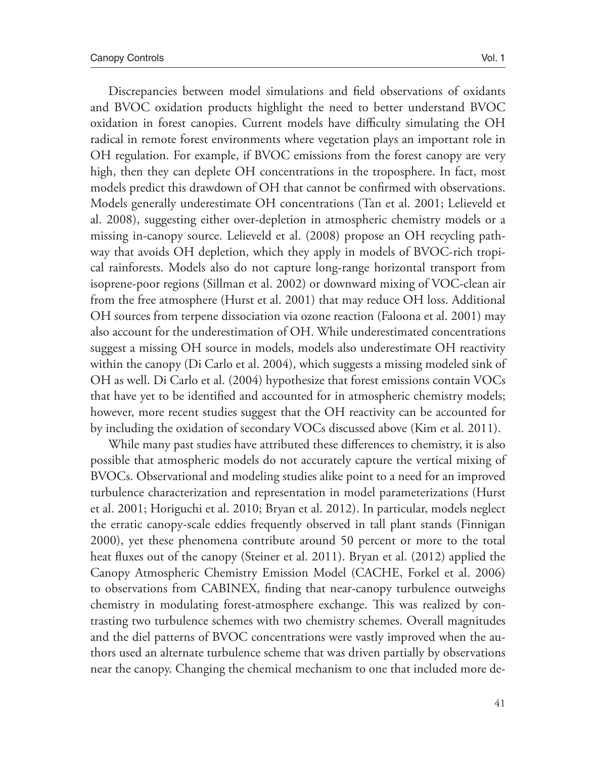Discrepancies between model simulations and field observations of oxidants and BVOC oxidation products highlight the need to better understand BVOC oxidation in forest canopies. Current models have difficulty simulating the OH radical in remote forest environments where vegetation plays an important role in OH regulation. For example, if BVOC emissions from the forest canopy are very high, then they can deplete OH concentrations in the troposphere. In fact, most models predict this drawdown of OH that cannot be confirmed with observations. Models generally underestimate OH concentrations (Tan et al. 2001; Lelieveld et al. 2008), suggesting either over-depletion in atmospheric chemistry models or a missing in-canopy source. Lelieveld et al. (2008) propose an OH recycling pathway that avoids OH depletion, which they apply in models of BVOC-rich tropical rainforests. Models also do not capture long-range horizontal transport from isoprene-poor regions (Sillman et al. 2002) or downward mixing of VOC-clean air from the free atmosphere (Hurst et al. 2001) that may reduce OH loss. Additional OH sources from terpene dissociation via ozone reaction (Faloona et al. 2001) may also account for the underestimation of OH. While underestimated concentrations suggest a missing OH source in models, models also underestimate OH reactivity within the canopy (Di Carlo et al. 2004), which suggests a missing modeled sink of OH as well. Di Carlo et al. (2004) hypothesize that forest emissions contain VOCs that have yet to be identified and accounted for in atmospheric chemistry models; however, more recent studies suggest that the OH reactivity can be accounted for by including the oxidation of secondary VOCs discussed above (Kim et al. 2011).

While many past studies have attributed these differences to chemistry, it is also possible that atmospheric models do not accurately capture the vertical mixing of BVOCs. Observational and modeling studies alike point to a need for an improved turbulence characterization and representation in model parameterizations (Hurst et al. 2001; Horiguchi et al. 2010; Bryan et al. 2012). In particular, models neglect the erratic canopy-scale eddies frequently observed in tall plant stands (Finnigan 2000), yet these phenomena contribute around 50 percent or more to the total heat fluxes out of the canopy (Steiner et al. 2011). Bryan et al. (2012) applied the Canopy Atmospheric Chemistry Emission Model (CACHE, Forkel et al. 2006) to observations from CABINEX, finding that near-canopy turbulence outweighs chemistry in modulating forest-atmosphere exchange. This was realized by contrasting two turbulence schemes with two chemistry schemes. Overall magnitudes and the diel patterns of BVOC concentrations were vastly improved when the authors used an alternate turbulence scheme that was driven partially by observations near the canopy. Changing the chemical mechanism to one that included more de-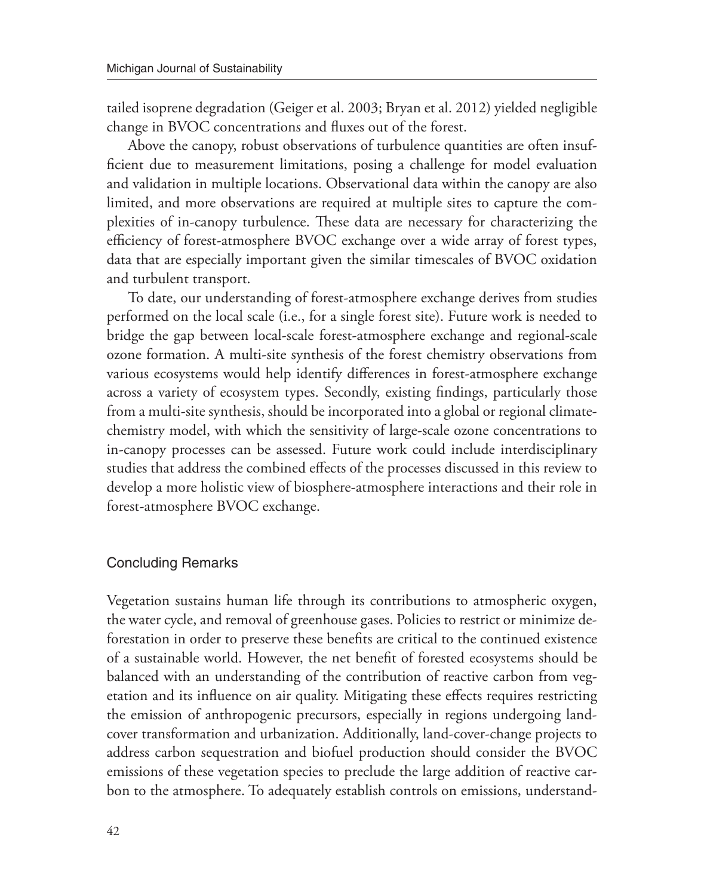tailed isoprene degradation (Geiger et al. 2003; Bryan et al. 2012) yielded negligible change in BVOC concentrations and fluxes out of the forest.

Above the canopy, robust observations of turbulence quantities are often insufficient due to measurement limitations, posing a challenge for model evaluation and validation in multiple locations. Observational data within the canopy are also limited, and more observations are required at multiple sites to capture the complexities of in-canopy turbulence. These data are necessary for characterizing the efficiency of forest-atmosphere BVOC exchange over a wide array of forest types, data that are especially important given the similar timescales of BVOC oxidation and turbulent transport.

To date, our understanding of forest-atmosphere exchange derives from studies performed on the local scale (i.e., for a single forest site). Future work is needed to bridge the gap between local-scale forest-atmosphere exchange and regional-scale ozone formation. A multi-site synthesis of the forest chemistry observations from various ecosystems would help identify differences in forest-atmosphere exchange across a variety of ecosystem types. Secondly, existing findings, particularly those from a multi-site synthesis, should be incorporated into a global or regional climate-chemistry model, with which the sensitivity of large-scale ozone concentrations to in-canopy processes can be assessed. Future work could include interdisciplinary studies that address the combined effects of the processes discussed in this review to develop a more holistic view of biosphere-atmosphere interactions and their role in forest-atmosphere BVOC exchange.

## Concluding Remarks

Vegetation sustains human life through its contributions to atmospheric oxygen, the water cycle, and removal of greenhouse gases. Policies to restrict or minimize deforestation in order to preserve these benefits are critical to the continued existence of a sustainable world. However, the net benefit of forested ecosystems should be balanced with an understanding of the contribution of reactive carbon from vegetation and its influence on air quality. Mitigating these effects requires restricting the emission of anthropogenic precursors, especially in regions undergoing land-cover transformation and urbanization. Additionally, land-cover-change projects to address carbon sequestration and biofuel production should consider the BVOC emissions of these vegetation species to preclude the large addition of reactive carbon to the atmosphere. To adequately establish controls on emissions, understand-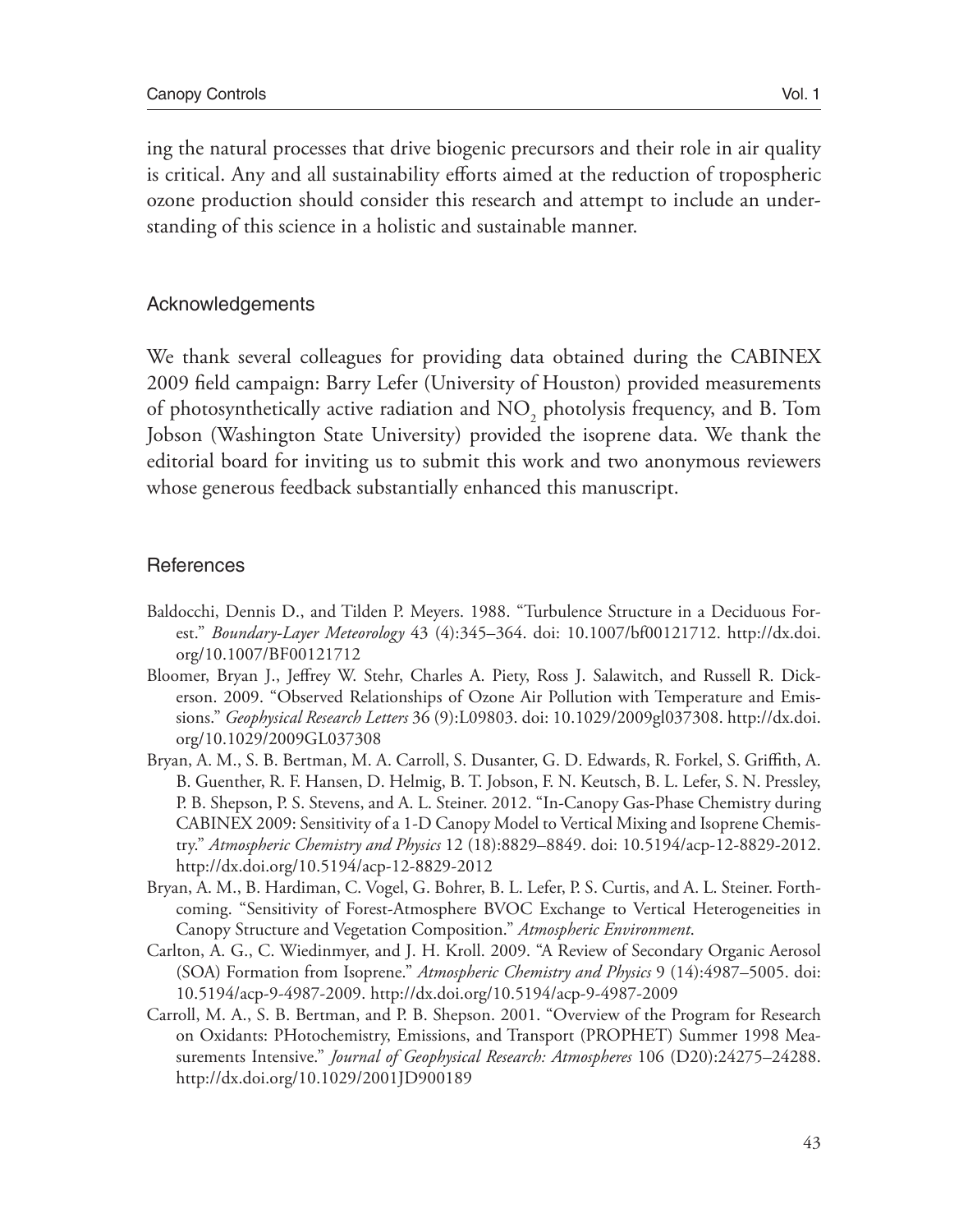ing the natural processes that drive biogenic precursors and their role in air quality is critical. Any and all sustainability efforts aimed at the reduction of tropospheric ozone production should consider this research and attempt to include an understanding of this science in a holistic and sustainable manner.

## Acknowledgements

We thank several colleagues for providing data obtained during the CABINEX 2009 field campaign: Barry Lefer (University of Houston) provided measurements of photosynthetically active radiation and $NO_2$ photolysis frequency, and B. Tom Jobson (Washington State University) provided the isoprene data. We thank the editorial board for inviting us to submit this work and two anonymous reviewers whose generous feedback substantially enhanced this manuscript.

## References

Baldocchi, Dennis D., and Tilden P. Meyers. 1988. "Turbulence Structure in a Deciduous Forest." *Boundary-Layer Meteorology* 43 (4):345–364. doi: 10.1007/bf00121712. http://dx.doi.org/10.1007/BF00121712

Bloomer, Bryan J., Jeffrey W. Stehr, Charles A. Piety, Ross J. Salawitch, and Russell R. Dickerson. 2009. "Observed Relationships of Ozone Air Pollution with Temperature and Emissions." *Geophysical Research Letters* 36 (9):L09803. doi: 10.1029/2009gl037308. http://dx.doi.org/10.1029/2009GL037308

Bryan, A. M., S. B. Bertman, M. A. Carroll, S. Dusanter, G. D. Edwards, R. Forkel, S. Griffith, A. B. Guenther, R. F. Hansen, D. Helmig, B. T. Jobson, F. N. Keutsch, B. L. Lefer, S. N. Pressley, P. B. Shepson, P. S. Stevens, and A. L. Steiner. 2012. "In-Canopy Gas-Phase Chemistry during CABINEX 2009: Sensitivity of a 1-D Canopy Model to Vertical Mixing and Isoprene Chemistry." *Atmospheric Chemistry and Physics* 12 (18):8829–8849. doi: 10.5194/acp-12-8829-2012. http://dx.doi.org/10.5194/acp-12-8829-2012

Bryan, A. M., B. Hardiman, C. Vogel, G. Bohrer, B. L. Lefer, P. S. Curtis, and A. L. Steiner. Forthcoming. "Sensitivity of Forest-Atmosphere BVOC Exchange to Vertical Heterogeneities in Canopy Structure and Vegetation Composition." *Atmospheric Environment*.

Carlton, A. G., C. Wiedinmyer, and J. H. Kroll. 2009. "A Review of Secondary Organic Aerosol (SOA) Formation from Isoprene." *Atmospheric Chemistry and Physics* 9 (14):4987–5005. doi: 10.5194/acp-9-4987-2009. http://dx.doi.org/10.5194/acp-9-4987-2009

Carroll, M. A., S. B. Bertman, and P. B. Shepson. 2001. "Overview of the Program for Research on Oxidants: PHotochemistry, Emissions, and Transport (PROPHET) Summer 1998 Measurements Intensive." *Journal of Geophysical Research: Atmospheres* 106 (D20):24275–24288. http://dx.doi.org/10.1029/2001JD900189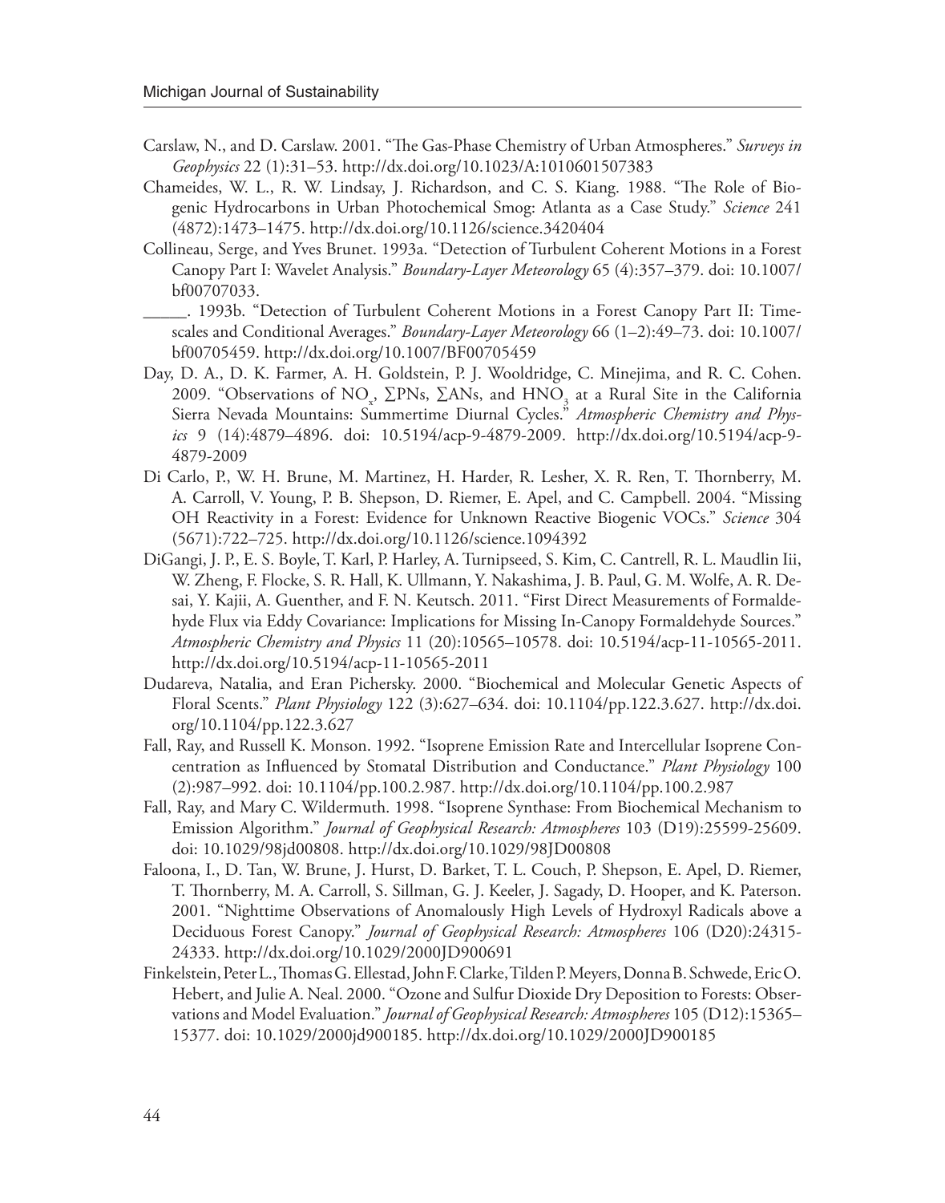Carslaw, N., and D. Carslaw. 2001. "The Gas-Phase Chemistry of Urban Atmospheres." *Surveys in Geophysics* 22 (1):31–53. http://dx.doi.org/10.1023/A:1010601507383

Chameides, W. L., R. W. Lindsay, J. Richardson, and C. S. Kiang. 1988. "The Role of Biogenic Hydrocarbons in Urban Photochemical Smog: Atlanta as a Case Study." *Science* 241 (4872):1473–1475. http://dx.doi.org/10.1126/science.3420404

Collineau, Serge, and Yves Brunet. 1993a. "Detection of Turbulent Coherent Motions in a Forest Canopy Part I: Wavelet Analysis." *Boundary-Layer Meteorology* 65 (4):357–379. doi: 10.1007/bf00707033.

_____. 1993b. "Detection of Turbulent Coherent Motions in a Forest Canopy Part II: Time-scales and Conditional Averages." *Boundary-Layer Meteorology* 66 (1–2):49–73. doi: 10.1007/bf00705459. http://dx.doi.org/10.1007/BF00705459

Day, D. A., D. K. Farmer, A. H. Goldstein, P. J. Wooldridge, C. Minejima, and R. C. Cohen. 2009. "Observations of $NO_x$, ∑PNs, ∑ANs, and $HNO_3$ at a Rural Site in the California Sierra Nevada Mountains: Summertime Diurnal Cycles." *Atmospheric Chemistry and Physics* 9 (14):4879–4896. doi: 10.5194/acp-9-4879-2009. http://dx.doi.org/10.5194/acp-9-4879-2009

Di Carlo, P., W. H. Brune, M. Martinez, H. Harder, R. Lesher, X. R. Ren, T. Thornberry, M. A. Carroll, V. Young, P. B. Shepson, D. Riemer, E. Apel, and C. Campbell. 2004. "Missing OH Reactivity in a Forest: Evidence for Unknown Reactive Biogenic VOCs." *Science* 304 (5671):722–725. http://dx.doi.org/10.1126/science.1094392

DiGangi, J. P., E. S. Boyle, T. Karl, P. Harley, A. Turnipseed, S. Kim, C. Cantrell, R. L. Maudlin Iii, W. Zheng, F. Flocke, S. R. Hall, K. Ullmann, Y. Nakashima, J. B. Paul, G. M. Wolfe, A. R. Desai, Y. Kajii, A. Guenther, and F. N. Keutsch. 2011. "First Direct Measurements of Formaldehyde Flux via Eddy Covariance: Implications for Missing In-Canopy Formaldehyde Sources." *Atmospheric Chemistry and Physics* 11 (20):10565–10578. doi: 10.5194/acp-11-10565-2011. http://dx.doi.org/10.5194/acp-11-10565-2011

Dudareva, Natalia, and Eran Pichersky. 2000. "Biochemical and Molecular Genetic Aspects of Floral Scents." *Plant Physiology* 122 (3):627–634. doi: 10.1104/pp.122.3.627. http://dx.doi.org/10.1104/pp.122.3.627

Fall, Ray, and Russell K. Monson. 1992. "Isoprene Emission Rate and Intercellular Isoprene Concentration as Influenced by Stomatal Distribution and Conductance." *Plant Physiology* 100 (2):987–992. doi: 10.1104/pp.100.2.987. http://dx.doi.org/10.1104/pp.100.2.987

Fall, Ray, and Mary C. Wildermuth. 1998. "Isoprene Synthase: From Biochemical Mechanism to Emission Algorithm." *Journal of Geophysical Research: Atmospheres* 103 (D19):25599-25609. doi: 10.1029/98jd00808. http://dx.doi.org/10.1029/98JD00808

Faloona, I., D. Tan, W. Brune, J. Hurst, D. Barket, T. L. Couch, P. Shepson, E. Apel, D. Riemer, T. Thornberry, M. A. Carroll, S. Sillman, G. J. Keeler, J. Sagady, D. Hooper, and K. Paterson. 2001. "Nighttime Observations of Anomalously High Levels of Hydroxyl Radicals above a Deciduous Forest Canopy." *Journal of Geophysical Research: Atmospheres* 106 (D20):24315-24333. http://dx.doi.org/10.1029/2000JD900691

Finkelstein, Peter L., Thomas G. Ellestad, John F. Clarke, Tilden P. Meyers, Donna B. Schwede, Eric O. Hebert, and Julie A. Neal. 2000. "Ozone and Sulfur Dioxide Dry Deposition to Forests: Observations and Model Evaluation." *Journal of Geophysical Research: Atmospheres* 105 (D12):15365–15377. doi: 10.1029/2000jd900185. http://dx.doi.org/10.1029/2000JD900185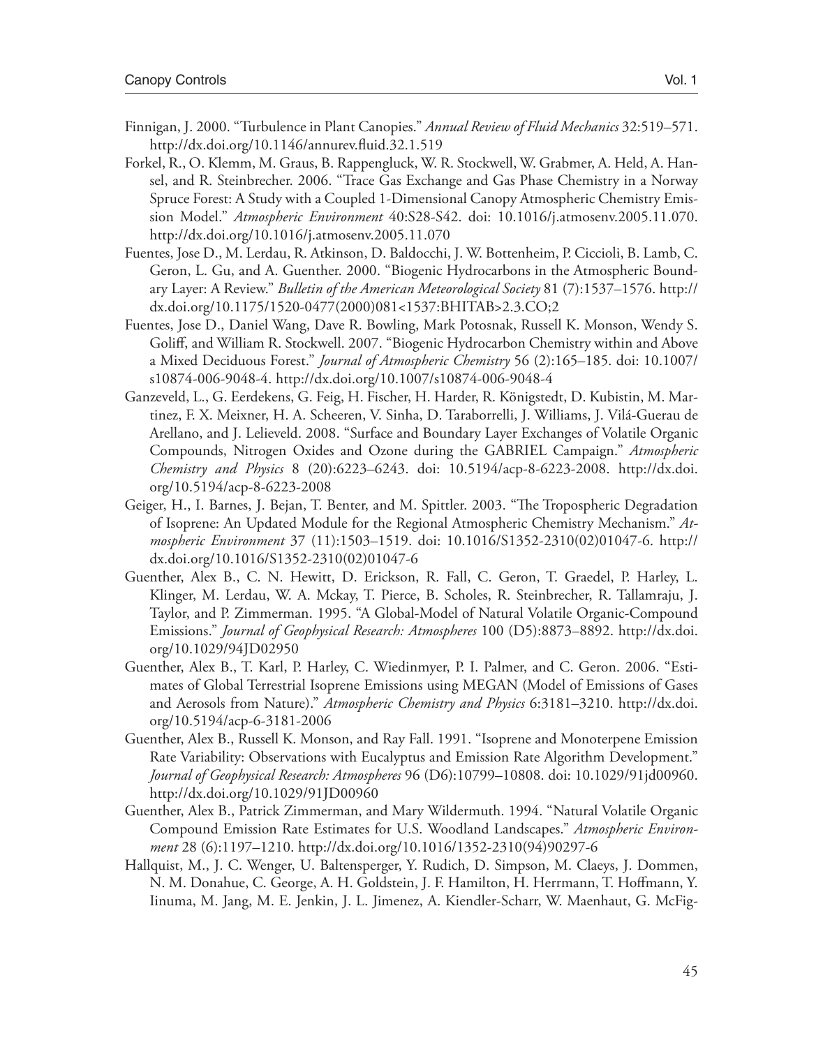Finnigan, J. 2000. "Turbulence in Plant Canopies." *Annual Review of Fluid Mechanics* 32:519–571. http://dx.doi.org/10.1146/annurev.fluid.32.1.519

Forkel, R., O. Klemm, M. Graus, B. Rappengluck, W. R. Stockwell, W. Grabmer, A. Held, A. Hansel, and R. Steinbrecher. 2006. "Trace Gas Exchange and Gas Phase Chemistry in a Norway Spruce Forest: A Study with a Coupled 1-Dimensional Canopy Atmospheric Chemistry Emission Model." *Atmospheric Environment* 40:S28-S42. doi: 10.1016/j.atmosenv.2005.11.070. http://dx.doi.org/10.1016/j.atmosenv.2005.11.070

Fuentes, Jose D., M. Lerdau, R. Atkinson, D. Baldocchi, J. W. Bottenheim, P. Ciccioli, B. Lamb, C. Geron, L. Gu, and A. Guenther. 2000. "Biogenic Hydrocarbons in the Atmospheric Boundary Layer: A Review." *Bulletin of the American Meteorological Society* 81 (7):1537–1576. http://dx.doi.org/10.1175/1520-0477(2000)081<1537:BHITAB>2.3.CO;2

Fuentes, Jose D., Daniel Wang, Dave R. Bowling, Mark Potosnak, Russell K. Monson, Wendy S. Goliff, and William R. Stockwell. 2007. "Biogenic Hydrocarbon Chemistry within and Above a Mixed Deciduous Forest." *Journal of Atmospheric Chemistry* 56 (2):165–185. doi: 10.1007/s10874-006-9048-4. http://dx.doi.org/10.1007/s10874-006-9048-4

Ganzeveld, L., G. Eerdekens, G. Feig, H. Fischer, H. Harder, R. Königstedt, D. Kubistin, M. Martinez, F. X. Meixner, H. A. Scheeren, V. Sinha, D. Taraborrelli, J. Williams, J. Vilá-Guerau de Arellano, and J. Lelieveld. 2008. "Surface and Boundary Layer Exchanges of Volatile Organic Compounds, Nitrogen Oxides and Ozone during the GABRIEL Campaign." *Atmospheric Chemistry and Physics* 8 (20):6223–6243. doi: 10.5194/acp-8-6223-2008. http://dx.doi.org/10.5194/acp-8-6223-2008

Geiger, H., I. Barnes, J. Bejan, T. Benter, and M. Spittler. 2003. "The Tropospheric Degradation of Isoprene: An Updated Module for the Regional Atmospheric Chemistry Mechanism." *Atmospheric Environment* 37 (11):1503–1519. doi: 10.1016/S1352-2310(02)01047-6. http://dx.doi.org/10.1016/S1352-2310(02)01047-6

Guenther, Alex B., C. N. Hewitt, D. Erickson, R. Fall, C. Geron, T. Graedel, P. Harley, L. Klinger, M. Lerdau, W. A. Mckay, T. Pierce, B. Scholes, R. Steinbrecher, R. Tallamraju, J. Taylor, and P. Zimmerman. 1995. "A Global-Model of Natural Volatile Organic-Compound Emissions." *Journal of Geophysical Research: Atmospheres* 100 (D5):8873–8892. http://dx.doi.org/10.1029/94JD02950

Guenther, Alex B., T. Karl, P. Harley, C. Wiedinmyer, P. I. Palmer, and C. Geron. 2006. "Estimates of Global Terrestrial Isoprene Emissions using MEGAN (Model of Emissions of Gases and Aerosols from Nature)." *Atmospheric Chemistry and Physics* 6:3181–3210. http://dx.doi.org/10.5194/acp-6-3181-2006

Guenther, Alex B., Russell K. Monson, and Ray Fall. 1991. "Isoprene and Monoterpene Emission Rate Variability: Observations with Eucalyptus and Emission Rate Algorithm Development." *Journal of Geophysical Research: Atmospheres* 96 (D6):10799–10808. doi: 10.1029/91jd00960. http://dx.doi.org/10.1029/91JD00960

Guenther, Alex B., Patrick Zimmerman, and Mary Wildermuth. 1994. "Natural Volatile Organic Compound Emission Rate Estimates for U.S. Woodland Landscapes." *Atmospheric Environment* 28 (6):1197–1210. http://dx.doi.org/10.1016/1352-2310(94)90297-6

Hallquist, M., J. C. Wenger, U. Baltensperger, Y. Rudich, D. Simpson, M. Claeys, J. Dommen, N. M. Donahue, C. George, A. H. Goldstein, J. F. Hamilton, H. Herrmann, T. Hoffmann, Y. Iinuma, M. Jang, M. E. Jenkin, J. L. Jimenez, A. Kiendler-Scharr, W. Maenhaut, G. McFig-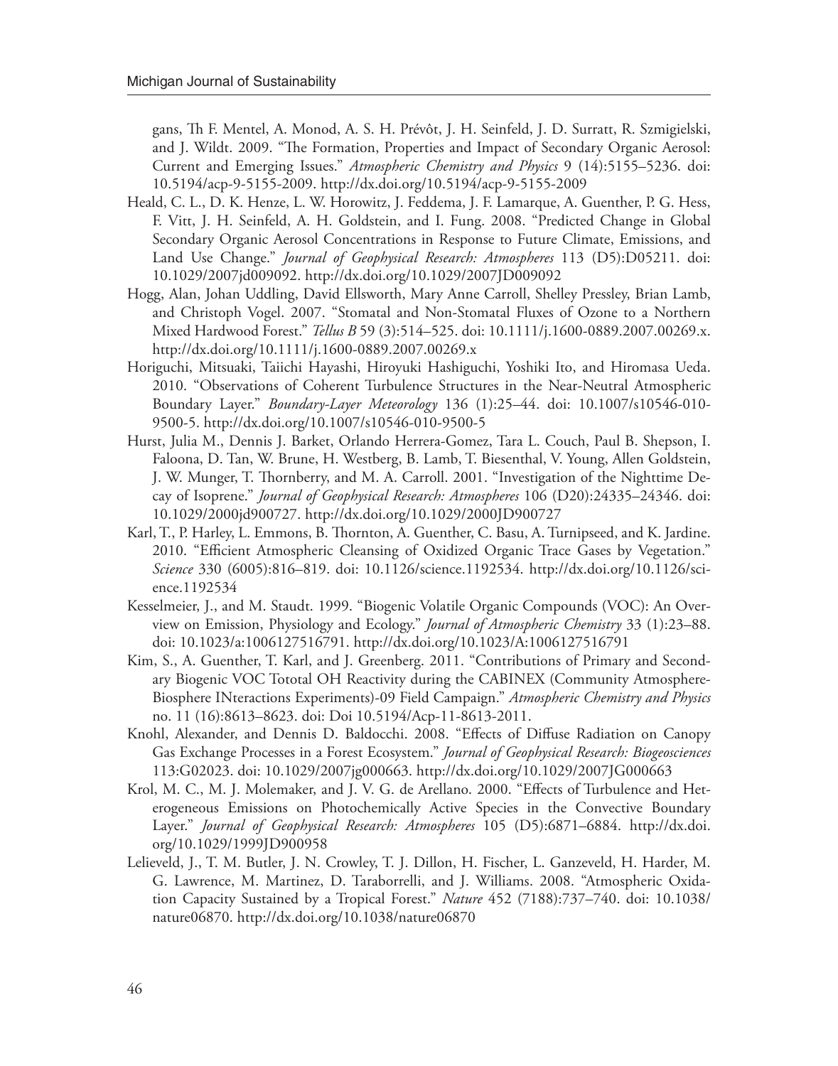gans, Th F. Mentel, A. Monod, A. S. H. Prévôt, J. H. Seinfeld, J. D. Surratt, R. Szmigielski, and J. Wildt. 2009. "The Formation, Properties and Impact of Secondary Organic Aerosol: Current and Emerging Issues." *Atmospheric Chemistry and Physics* 9 (14):5155–5236. doi: 10.5194/acp-9-5155-2009. http://dx.doi.org/10.5194/acp-9-5155-2009

Heald, C. L., D. K. Henze, L. W. Horowitz, J. Feddema, J. F. Lamarque, A. Guenther, P. G. Hess, F. Vitt, J. H. Seinfeld, A. H. Goldstein, and I. Fung. 2008. "Predicted Change in Global Secondary Organic Aerosol Concentrations in Response to Future Climate, Emissions, and Land Use Change." *Journal of Geophysical Research: Atmospheres* 113 (D5):D05211. doi: 10.1029/2007jd009092. http://dx.doi.org/10.1029/2007JD009092

Hogg, Alan, Johan Uddling, David Ellsworth, Mary Anne Carroll, Shelley Pressley, Brian Lamb, and Christoph Vogel. 2007. "Stomatal and Non-Stomatal Fluxes of Ozone to a Northern Mixed Hardwood Forest." *Tellus B* 59 (3):514–525. doi: 10.1111/j.1600-0889.2007.00269.x. http://dx.doi.org/10.1111/j.1600-0889.2007.00269.x

Horiguchi, Mitsuaki, Taiichi Hayashi, Hiroyuki Hashiguchi, Yoshiki Ito, and Hiromasa Ueda. 2010. "Observations of Coherent Turbulence Structures in the Near-Neutral Atmospheric Boundary Layer." *Boundary-Layer Meteorology* 136 (1):25–44. doi: 10.1007/s10546-010-9500-5. http://dx.doi.org/10.1007/s10546-010-9500-5

Hurst, Julia M., Dennis J. Barket, Orlando Herrera-Gomez, Tara L. Couch, Paul B. Shepson, I. Faloona, D. Tan, W. Brune, H. Westberg, B. Lamb, T. Biesenthal, V. Young, Allen Goldstein, J. W. Munger, T. Thornberry, and M. A. Carroll. 2001. "Investigation of the Nighttime Decay of Isoprene." *Journal of Geophysical Research: Atmospheres* 106 (D20):24335–24346. doi: 10.1029/2000jd900727. http://dx.doi.org/10.1029/2000JD900727

Karl, T., P. Harley, L. Emmons, B. Thornton, A. Guenther, C. Basu, A. Turnipseed, and K. Jardine. 2010. "Efficient Atmospheric Cleansing of Oxidized Organic Trace Gases by Vegetation." *Science* 330 (6005):816–819. doi: 10.1126/science.1192534. http://dx.doi.org/10.1126/science.1192534

Kesselmeier, J., and M. Staudt. 1999. "Biogenic Volatile Organic Compounds (VOC): An Overview on Emission, Physiology and Ecology." *Journal of Atmospheric Chemistry* 33 (1):23–88. doi: 10.1023/a:1006127516791. http://dx.doi.org/10.1023/A:1006127516791

Kim, S., A. Guenther, T. Karl, and J. Greenberg. 2011. "Contributions of Primary and Secondary Biogenic VOC Tototal OH Reactivity during the CABINEX (Community Atmosphere-Biosphere INteractions Experiments)-09 Field Campaign." *Atmospheric Chemistry and Physics* no. 11 (16):8613–8623. doi: Doi 10.5194/Acp-11-8613-2011.

Knohl, Alexander, and Dennis D. Baldocchi. 2008. "Effects of Diffuse Radiation on Canopy Gas Exchange Processes in a Forest Ecosystem." *Journal of Geophysical Research: Biogeosciences* 113:G02023. doi: 10.1029/2007jg000663. http://dx.doi.org/10.1029/2007JG000663

Krol, M. C., M. J. Molemaker, and J. V. G. de Arellano. 2000. "Effects of Turbulence and Heterogeneous Emissions on Photochemically Active Species in the Convective Boundary Layer." *Journal of Geophysical Research: Atmospheres* 105 (D5):6871–6884. http://dx.doi.org/10.1029/1999JD900958

Lelieveld, J., T. M. Butler, J. N. Crowley, T. J. Dillon, H. Fischer, L. Ganzeveld, H. Harder, M. G. Lawrence, M. Martinez, D. Taraborrelli, and J. Williams. 2008. "Atmospheric Oxidation Capacity Sustained by a Tropical Forest." *Nature* 452 (7188):737–740. doi: 10.1038/nature06870. http://dx.doi.org/10.1038/nature06870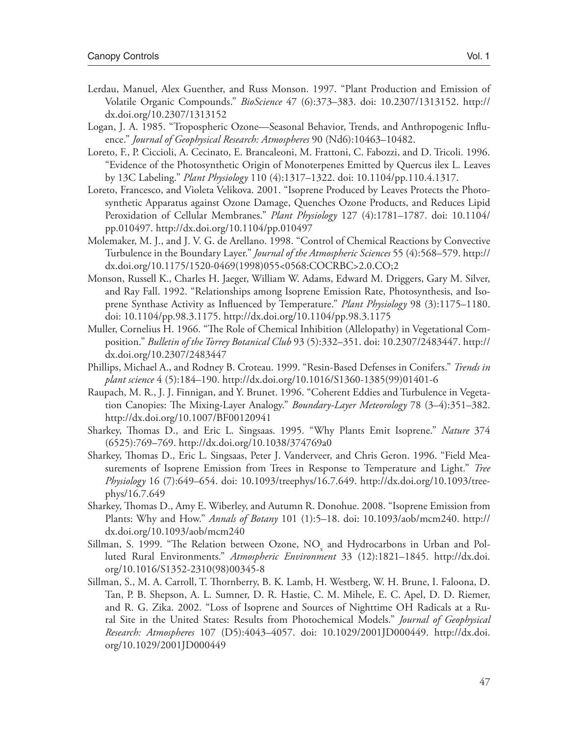Lerdau, Manuel, Alex Guenther, and Russ Monson. 1997. "Plant Production and Emission of Volatile Organic Compounds." *BioScience* 47 (6):373–383. doi: 10.2307/1313152. http://dx.doi.org/10.2307/1313152

Logan, J. A. 1985. "Tropospheric Ozone—Seasonal Behavior, Trends, and Anthropogenic Influence." *Journal of Geophysical Research: Atmospheres* 90 (Nd6):10463–10482.

Loreto, F., P. Ciccioli, A. Cecinato, E. Brancaleoni, M. Frattoni, C. Fabozzi, and D. Tricoli. 1996. "Evidence of the Photosynthetic Origin of Monoterpenes Emitted by Quercus ilex L. Leaves by 13C Labeling." *Plant Physiology* 110 (4):1317–1322. doi: 10.1104/pp.110.4.1317.

Loreto, Francesco, and Violeta Velikova. 2001. "Isoprene Produced by Leaves Protects the Photosynthetic Apparatus against Ozone Damage, Quenches Ozone Products, and Reduces Lipid Peroxidation of Cellular Membranes." *Plant Physiology* 127 (4):1781–1787. doi: 10.1104/pp.010497. http://dx.doi.org/10.1104/pp.010497

Molemaker, M. J., and J. V. G. de Arellano. 1998. "Control of Chemical Reactions by Convective Turbulence in the Boundary Layer." *Journal of the Atmospheric Sciences* 55 (4):568–579. http://dx.doi.org/10.1175/1520-0469(1998)055<0568:COCRBC>2.0.CO;2

Monson, Russell K., Charles H. Jaeger, William W. Adams, Edward M. Driggers, Gary M. Silver, and Ray Fall. 1992. "Relationships among Isoprene Emission Rate, Photosynthesis, and Isoprene Synthase Activity as Influenced by Temperature." *Plant Physiology* 98 (3):1175–1180. doi: 10.1104/pp.98.3.1175. http://dx.doi.org/10.1104/pp.98.3.1175

Muller, Cornelius H. 1966. "The Role of Chemical Inhibition (Allelopathy) in Vegetational Composition." *Bulletin of the Torrey Botanical Club* 93 (5):332–351. doi: 10.2307/2483447. http://dx.doi.org/10.2307/2483447

Phillips, Michael A., and Rodney B. Croteau. 1999. "Resin-Based Defenses in Conifers." *Trends in plant science* 4 (5):184–190. http://dx.doi.org/10.1016/S1360-1385(99)01401-6

Raupach, M. R., J. J. Finnigan, and Y. Brunet. 1996. "Coherent Eddies and Turbulence in Vegetation Canopies: The Mixing-Layer Analogy." *Boundary-Layer Meteorology* 78 (3–4):351–382. http://dx.doi.org/10.1007/BF00120941

Sharkey, Thomas D., and Eric L. Singsaas. 1995. "Why Plants Emit Isoprene." *Nature* 374 (6525):769–769. http://dx.doi.org/10.1038/374769a0

Sharkey, Thomas D., Eric L. Singsaas, Peter J. Vanderveer, and Chris Geron. 1996. "Field Measurements of Isoprene Emission from Trees in Response to Temperature and Light." *Tree Physiology* 16 (7):649–654. doi: 10.1093/treephys/16.7.649. http://dx.doi.org/10.1093/treephys/16.7.649

Sharkey, Thomas D., Amy E. Wiberley, and Autumn R. Donohue. 2008. "Isoprene Emission from Plants: Why and How." *Annals of Botany* 101 (1):5–18. doi: 10.1093/aob/mcm240. http://dx.doi.org/10.1093/aob/mcm240

Sillman, S. 1999. "The Relation between Ozone, $NO_x$ and Hydrocarbons in Urban and Polluted Rural Environments." *Atmospheric Environment* 33 (12):1821–1845. http://dx.doi.org/10.1016/S1352-2310(98)00345-8

Sillman, S., M. A. Carroll, T. Thornberry, B. K. Lamb, H. Westberg, W. H. Brune, I. Faloona, D. Tan, P. B. Shepson, A. L. Sumner, D. R. Hastie, C. M. Mihele, E. C. Apel, D. D. Riemer, and R. G. Zika. 2002. "Loss of Isoprene and Sources of Nighttime OH Radicals at a Rural Site in the United States: Results from Photochemical Models." *Journal of Geophysical Research: Atmospheres* 107 (D5):4043–4057. doi: 10.1029/2001JD000449. http://dx.doi.org/10.1029/2001JD000449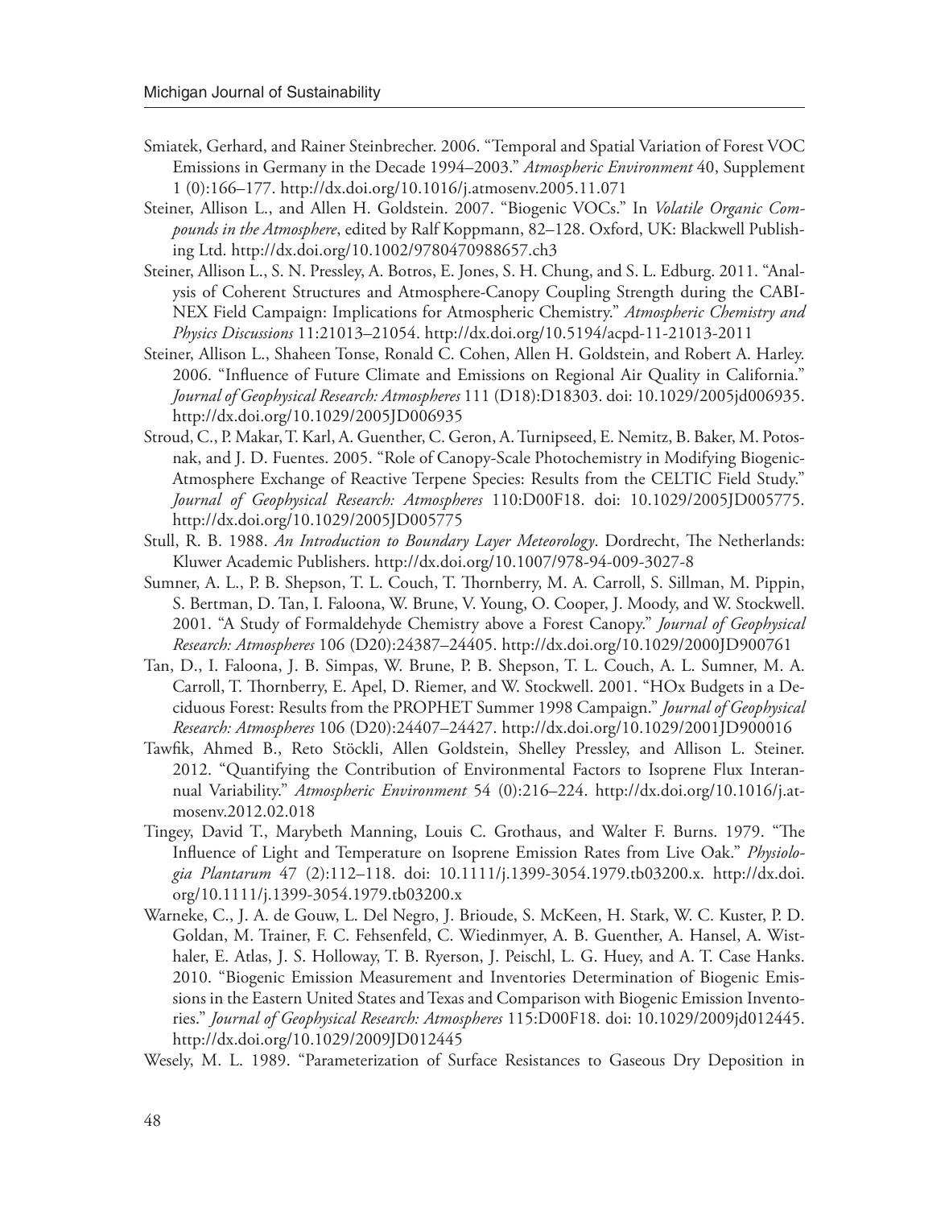Smiatek, Gerhard, and Rainer Steinbrecher. 2006. "Temporal and Spatial Variation of Forest VOC Emissions in Germany in the Decade 1994–2003." *Atmospheric Environment* 40, Supplement 1 (0):166–177. http://dx.doi.org/10.1016/j.atmosenv.2005.11.071

Steiner, Allison L., and Allen H. Goldstein. 2007. "Biogenic VOCs." In *Volatile Organic Compounds in the Atmosphere*, edited by Ralf Koppmann, 82–128. Oxford, UK: Blackwell Publishing Ltd. http://dx.doi.org/10.1002/9780470988657.ch3

Steiner, Allison L., S. N. Pressley, A. Botros, E. Jones, S. H. Chung, and S. L. Edburg. 2011. "Analysis of Coherent Structures and Atmosphere-Canopy Coupling Strength during the CABINEX Field Campaign: Implications for Atmospheric Chemistry." *Atmospheric Chemistry and Physics Discussions* 11:21013–21054. http://dx.doi.org/10.5194/acpd-11-21013-2011

Steiner, Allison L., Shaheen Tonse, Ronald C. Cohen, Allen H. Goldstein, and Robert A. Harley. 2006. "Influence of Future Climate and Emissions on Regional Air Quality in California." *Journal of Geophysical Research: Atmospheres* 111 (D18):D18303. doi: 10.1029/2005jd006935. http://dx.doi.org/10.1029/2005JD006935

Stroud, C., P. Makar, T. Karl, A. Guenther, C. Geron, A. Turnipseed, E. Nemitz, B. Baker, M. Potosnak, and J. D. Fuentes. 2005. "Role of Canopy-Scale Photochemistry in Modifying Biogenic-Atmosphere Exchange of Reactive Terpene Species: Results from the CELTIC Field Study." *Journal of Geophysical Research: Atmospheres* 110:D00F18. doi: 10.1029/2005JD005775. http://dx.doi.org/10.1029/2005JD005775

Stull, R. B. 1988. *An Introduction to Boundary Layer Meteorology*. Dordrecht, The Netherlands: Kluwer Academic Publishers. http://dx.doi.org/10.1007/978-94-009-3027-8

Sumner, A. L., P. B. Shepson, T. L. Couch, T. Thornberry, M. A. Carroll, S. Sillman, M. Pippin, S. Bertman, D. Tan, I. Faloona, W. Brune, V. Young, O. Cooper, J. Moody, and W. Stockwell. 2001. "A Study of Formaldehyde Chemistry above a Forest Canopy." *Journal of Geophysical Research: Atmospheres* 106 (D20):24387–24405. http://dx.doi.org/10.1029/2000JD900761

Tan, D., I. Faloona, J. B. Simpas, W. Brune, P. B. Shepson, T. L. Couch, A. L. Sumner, M. A. Carroll, T. Thornberry, E. Apel, D. Riemer, and W. Stockwell. 2001. "HOx Budgets in a Deciduous Forest: Results from the PROPHET Summer 1998 Campaign." *Journal of Geophysical Research: Atmospheres* 106 (D20):24407–24427. http://dx.doi.org/10.1029/2001JD900016

Tawfik, Ahmed B., Reto Stöckli, Allen Goldstein, Shelley Pressley, and Allison L. Steiner. 2012. "Quantifying the Contribution of Environmental Factors to Isoprene Flux Interannual Variability." *Atmospheric Environment* 54 (0):216–224. http://dx.doi.org/10.1016/j.atmosenv.2012.02.018

Tingey, David T., Marybeth Manning, Louis C. Grothaus, and Walter F. Burns. 1979. "The Influence of Light and Temperature on Isoprene Emission Rates from Live Oak." *Physiologia Plantarum* 47 (2):112–118. doi: 10.1111/j.1399-3054.1979.tb03200.x. http://dx.doi.org/10.1111/j.1399-3054.1979.tb03200.x

Warneke, C., J. A. de Gouw, L. Del Negro, J. Brioude, S. McKeen, H. Stark, W. C. Kuster, P. D. Goldan, M. Trainer, F. C. Fehsenfeld, C. Wiedinmyer, A. B. Guenther, A. Hansel, A. Wisthaler, E. Atlas, J. S. Holloway, T. B. Ryerson, J. Peischl, L. G. Huey, and A. T. Case Hanks. 2010. "Biogenic Emission Measurement and Inventories Determination of Biogenic Emissions in the Eastern United States and Texas and Comparison with Biogenic Emission Inventories." *Journal of Geophysical Research: Atmospheres* 115:D00F18. doi: 10.1029/2009jd012445. http://dx.doi.org/10.1029/2009JD012445

Wesely, M. L. 1989. "Parameterization of Surface Resistances to Gaseous Dry Deposition in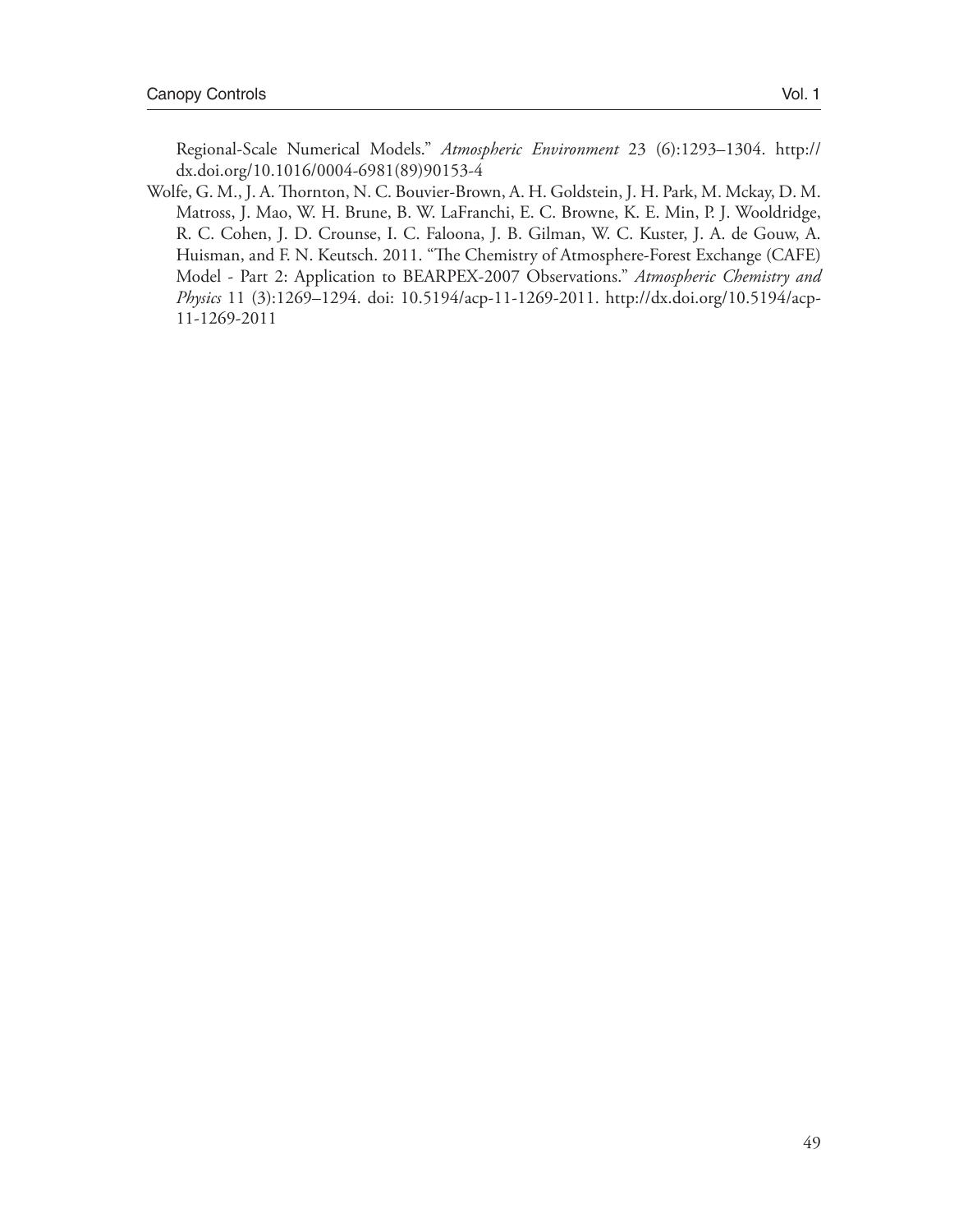Regional-Scale Numerical Models." *Atmospheric Environment* 23 (6):1293–1304. http://dx.doi.org/10.1016/0004-6981(89)90153-4

Wolfe, G. M., J. A. Thornton, N. C. Bouvier-Brown, A. H. Goldstein, J. H. Park, M. Mckay, D. M. Matross, J. Mao, W. H. Brune, B. W. LaFranchi, E. C. Browne, K. E. Min, P. J. Wooldridge, R. C. Cohen, J. D. Crounse, I. C. Faloona, J. B. Gilman, W. C. Kuster, J. A. de Gouw, A. Huisman, and F. N. Keutsch. 2011. "The Chemistry of Atmosphere-Forest Exchange (CAFE) Model - Part 2: Application to BEARPEX-2007 Observations." *Atmospheric Chemistry and Physics* 11 (3):1269–1294. doi: 10.5194/acp-11-1269-2011. http://dx.doi.org/10.5194/acp-11-1269-2011